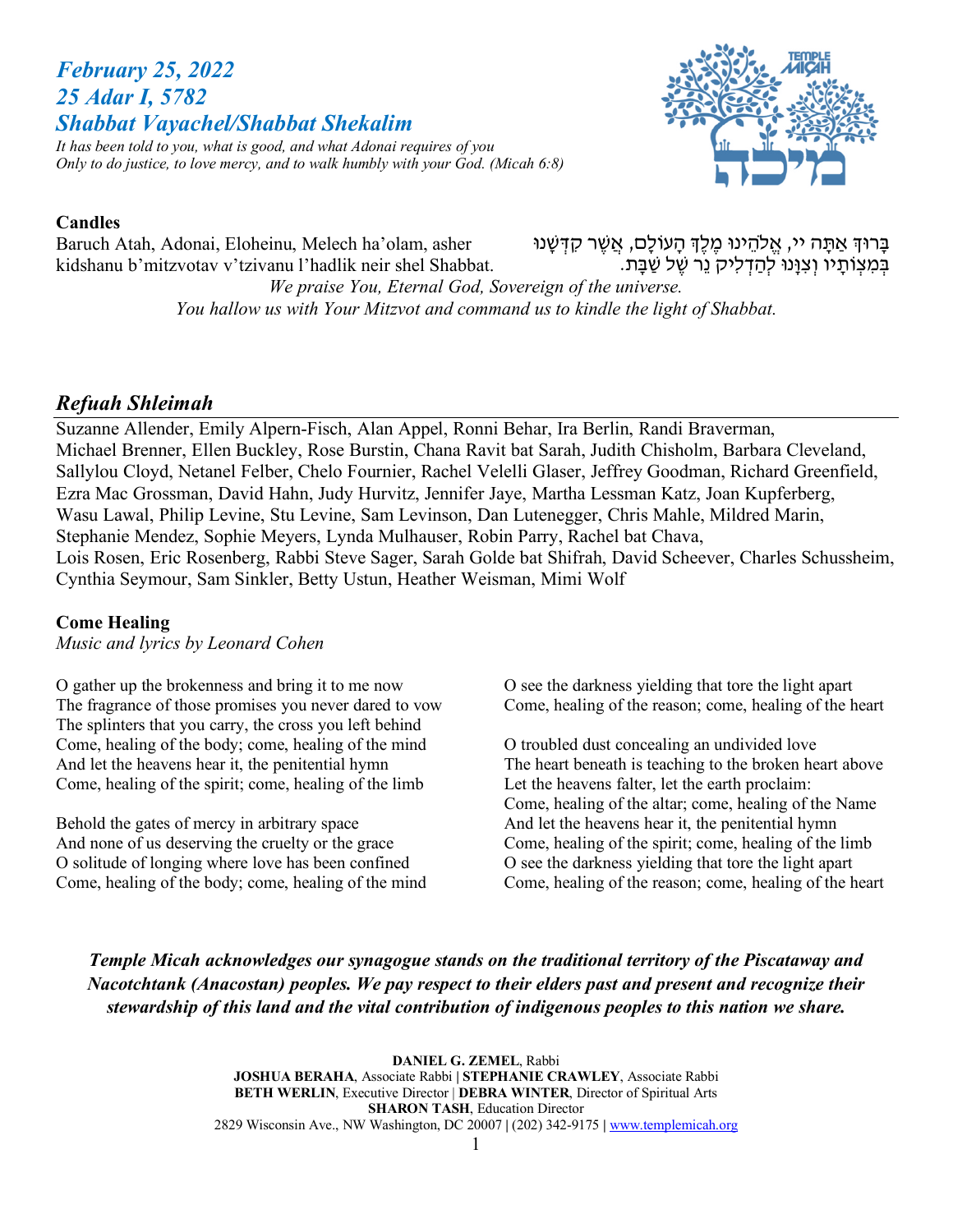## *February 25, 2022*
## *25 Adar I, 5782*
## *Shabbat Vayachel/Shabbat Shekalim*

*It has been told to you, what is good, and what Adonai requires of you*
*Only to do justice, to love mercy, and to walk humbly with your God. (Micah 6:8)*

**Candles**

Baruch Atah, Adonai, Eloheinu, Melech ha'olam, asher kidshanu b'mitzvotav v'tzivanu l'hadlik neir shel Shabbat.

בָּרוּךְ אַתָּה יי, אֱלֹהֵינוּ מֶלֶךְ הָעוֹלָם, אֲשֶׁר קִדְּשָׁנוּ בְּמִצְוֹתָיו וְצִוָּנוּ לְהַדְלִיק נֵר שֶׁל שַׁבָּת.

*We praise You, Eternal God, Sovereign of the universe.*
*You hallow us with Your Mitzvot and command us to kindle the light of Shabbat.*

## *Refuah Shleimah*

Suzanne Allender, Emily Alpern-Fisch, Alan Appel, Ronni Behar, Ira Berlin, Randi Braverman, Michael Brenner, Ellen Buckley, Rose Burstin, Chana Ravit bat Sarah, Judith Chisholm, Barbara Cleveland, Sallylou Cloyd, Netanel Felber, Chelo Fournier, Rachel Velelli Glaser, Jeffrey Goodman, Richard Greenfield, Ezra Mac Grossman, David Hahn, Judy Hurvitz, Jennifer Jaye, Martha Lessman Katz, Joan Kupferberg, Wasu Lawal, Philip Levine, Stu Levine, Sam Levinson, Dan Lutenegger, Chris Mahle, Mildred Marin, Stephanie Mendez, Sophie Meyers, Lynda Mulhauser, Robin Parry, Rachel bat Chava, Lois Rosen, Eric Rosenberg, Rabbi Steve Sager, Sarah Golde bat Shifrah, David Scheever, Charles Schussheim, Cynthia Seymour, Sam Sinkler, Betty Ustun, Heather Weisman, Mimi Wolf

**Come Healing**

*Music and lyrics by Leonard Cohen*

O gather up the brokenness and bring it to me now
The fragrance of those promises you never dared to vow
The splinters that you carry, the cross you left behind
Come, healing of the body; come, healing of the mind
And let the heavens hear it, the penitential hymn
Come, healing of the spirit; come, healing of the limb

Behold the gates of mercy in arbitrary space
And none of us deserving the cruelty or the grace
O solitude of longing where love has been confined
Come, healing of the body; come, healing of the mind

O see the darkness yielding that tore the light apart
Come, healing of the reason; come, healing of the heart

O troubled dust concealing an undivided love
The heart beneath is teaching to the broken heart above
Let the heavens falter, let the earth proclaim:
Come, healing of the altar; come, healing of the Name
And let the heavens hear it, the penitential hymn
Come, healing of the spirit; come, healing of the limb
O see the darkness yielding that tore the light apart
Come, healing of the reason; come, healing of the heart

***Temple Micah acknowledges our synagogue stands on the traditional territory of the Piscataway and Nacotchtank (Anacostan) peoples. We pay respect to their elders past and present and recognize their stewardship of this land and the vital contribution of indigenous peoples to this nation we share.***

**DANIEL G. ZEMEL**, Rabbi
**JOSHUA BERAHA**, Associate Rabbi | **STEPHANIE CRAWLEY**, Associate Rabbi
**BETH WERLIN**, Executive Director | **DEBRA WINTER**, Director of Spiritual Arts
**SHARON TASH**, Education Director
2829 Wisconsin Ave., NW Washington, DC 20007 | (202) 342-9175 | www.templemicah.org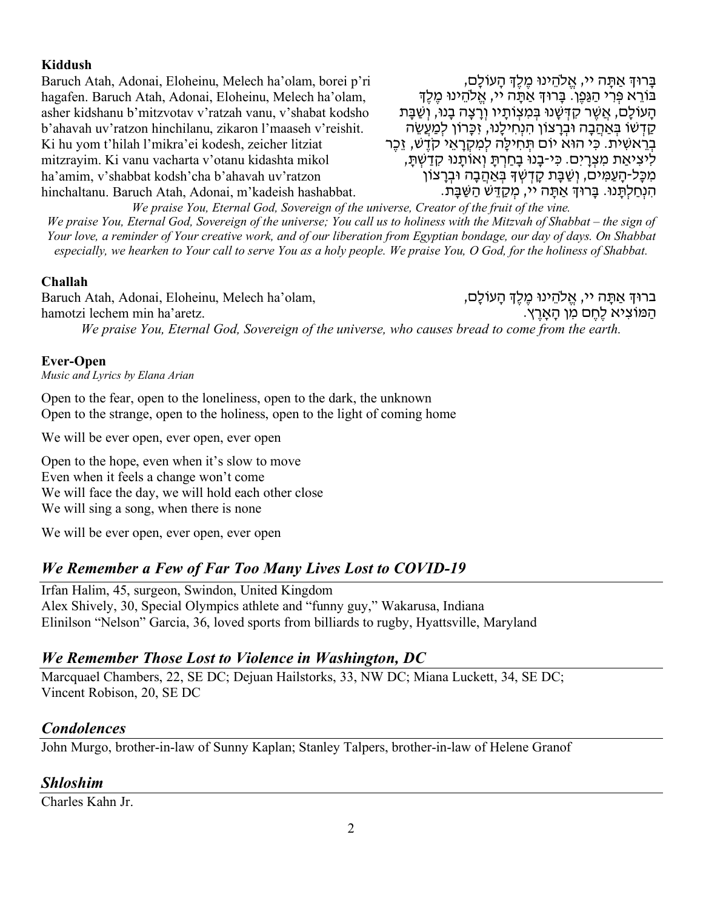**Kiddush**

Baruch Atah, Adonai, Eloheinu, Melech ha'olam, borei p'ri hagafen. Baruch Atah, Adonai, Eloheinu, Melech ha'olam, asher kidshanu b'mitzvotav v'ratzah vanu, v'shabat kodsho b'ahavah uv'ratzon hinchilanu, zikaron l'maaseh v'reishit. Ki hu yom t'hilah l'mikra'ei kodesh, zeicher litziat mitzrayim. Ki vanu vacharta v'otanu kidashta mikol ha'amim, v'shabbat kodsh'cha b'ahavah uv'ratzon hinchaltanu. Baruch Atah, Adonai, m'kadeish hashabbat.

בָּרוּךְ אַתָּה יי, אֱלֹהֵינוּ מֶלֶךְ הָעוֹלָם, בּוֹרֵא פְּרִי הַגָּפֶן. בָּרוּךְ אַתָּה יי, אֱלֹהֵינוּ מֶלֶךְ הָעוֹלָם, אֲשֶׁר קִדְּשָׁנוּ בְּמִצְוֹתָיו וְרָצָה בָנוּ, וְשַׁבָּת קָדְשׁוֹ בְּאַהֲבָה וּבְרָצוֹן הִנְחִילָנוּ, זִכָּרוֹן לְמַעֲשֵׂה בְרֵאשִׁית. כִּי הוּא יוֹם תְּחִלָּה לְמִקְרָאֵי קֹדֶשׁ, זֵכֶר לִיצִיאַת מִצְרָיִם. כִּי-בָנוּ בָחַרְתָּ וְאוֹתָנוּ קִדַּשְׁתָּ, מִכָּל-הָעַמִּים, וְשַׁבָּת קָדְשְׁךָ בְּאַהֲבָה וּבְרָצוֹן הִנְחַלְתָּנוּ. בָּרוּךְ אַתָּה יי, מְקַדֵּשׁ הַשַּׁבָּת.

*We praise You, Eternal God, Sovereign of the universe, Creator of the fruit of the vine.*
*We praise You, Eternal God, Sovereign of the universe; You call us to holiness with the Mitzvah of Shabbat – the sign of Your love, a reminder of Your creative work, and of our liberation from Egyptian bondage, our day of days. On Shabbat especially, we hearken to Your call to serve You as a holy people. We praise You, O God, for the holiness of Shabbat.*

**Challah**

Baruch Atah, Adonai, Eloheinu, Melech ha'olam, hamotzi lechem min ha'aretz.

ברוּךְ אַתָּה יי, אֱלֹהֵינוּ מֶלֶךְ הָעוֹלָם, הַמּוֹצִיא לֶחֶם מִן הָאָרֶץ.

*We praise You, Eternal God, Sovereign of the universe, who causes bread to come from the earth.*

**Ever-Open**

*Music and Lyrics by Elana Arian*

Open to the fear, open to the loneliness, open to the dark, the unknown
Open to the strange, open to the holiness, open to the light of coming home

We will be ever open, ever open, ever open

Open to the hope, even when it's slow to move
Even when it feels a change won't come
We will face the day, we will hold each other close
We will sing a song, when there is none

We will be ever open, ever open, ever open

## *We Remember a Few of Far Too Many Lives Lost to COVID-19*

Irfan Halim, 45, surgeon, Swindon, United Kingdom
Alex Shively, 30, Special Olympics athlete and "funny guy," Wakarusa, Indiana
Elinilson "Nelson" Garcia, 36, loved sports from billiards to rugby, Hyattsville, Maryland

## *We Remember Those Lost to Violence in Washington, DC*

Marcquael Chambers, 22, SE DC; Dejuan Hailstorks, 33, NW DC; Miana Luckett, 34, SE DC; Vincent Robison, 20, SE DC

## *Condolences*

John Murgo, brother-in-law of Sunny Kaplan; Stanley Talpers, brother-in-law of Helene Granof

## *Shloshim*

Charles Kahn Jr.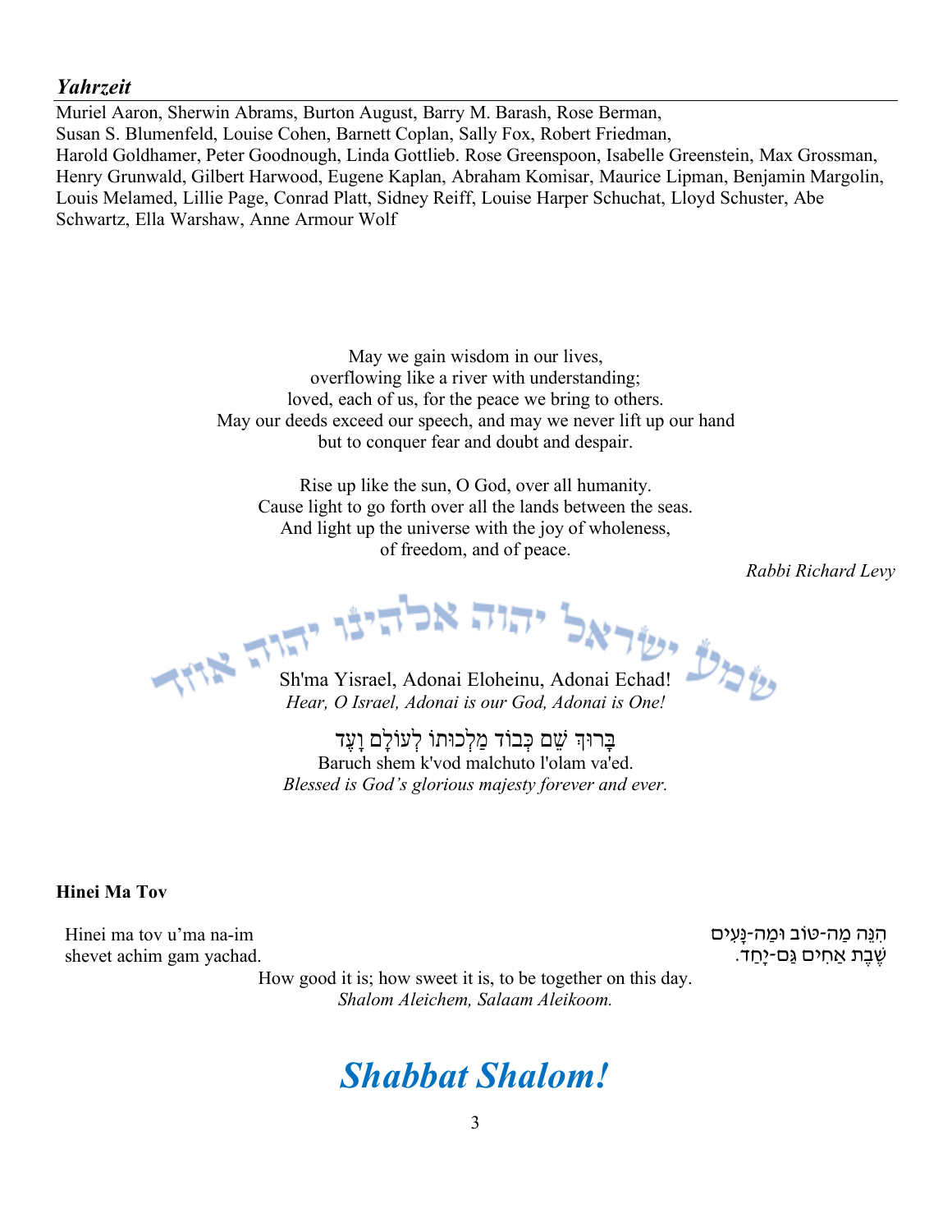## *Yahrzeit*

Muriel Aaron, Sherwin Abrams, Burton August, Barry M. Barash, Rose Berman, Susan S. Blumenfeld, Louise Cohen, Barnett Coplan, Sally Fox, Robert Friedman, Harold Goldhamer, Peter Goodnough, Linda Gottlieb. Rose Greenspoon, Isabelle Greenstein, Max Grossman, Henry Grunwald, Gilbert Harwood, Eugene Kaplan, Abraham Komisar, Maurice Lipman, Benjamin Margolin, Louis Melamed, Lillie Page, Conrad Platt, Sidney Reiff, Louise Harper Schuchat, Lloyd Schuster, Abe Schwartz, Ella Warshaw, Anne Armour Wolf

May we gain wisdom in our lives,
overflowing like a river with understanding;
loved, each of us, for the peace we bring to others.
May our deeds exceed our speech, and may we never lift up our hand
but to conquer fear and doubt and despair.

Rise up like the sun, O God, over all humanity.
Cause light to go forth over all the lands between the seas.
And light up the universe with the joy of wholeness,
of freedom, and of peace.

*Rabbi Richard Levy*

שְׁמַע יִשְׂרָאֵל יהוה אֱלֹהֵינוּ יהוה אֶחָד

Sh'ma Yisrael, Adonai Eloheinu, Adonai Echad!
*Hear, O Israel, Adonai is our God, Adonai is One!*

בָּרוּךְ שֵׁם כְּבוֹד מַלְכוּתוֹ לְעוֹלָם וָעֶד
Baruch shem k'vod malchuto l'olam va'ed.
*Blessed is God's glorious majesty forever and ever.*

**Hinei Ma Tov**

Hinei ma tov u'ma na-im
shevet achim gam yachad.

הִנֵּה מַה-טּוֹב וּמַה-נָּעִים
שֶׁבֶת אַחִים גַּם-יָחַד.

How good it is; how sweet it is, to be together on this day.
*Shalom Aleichem, Salaam Aleikoom.*

# *Shabbat Shalom!*